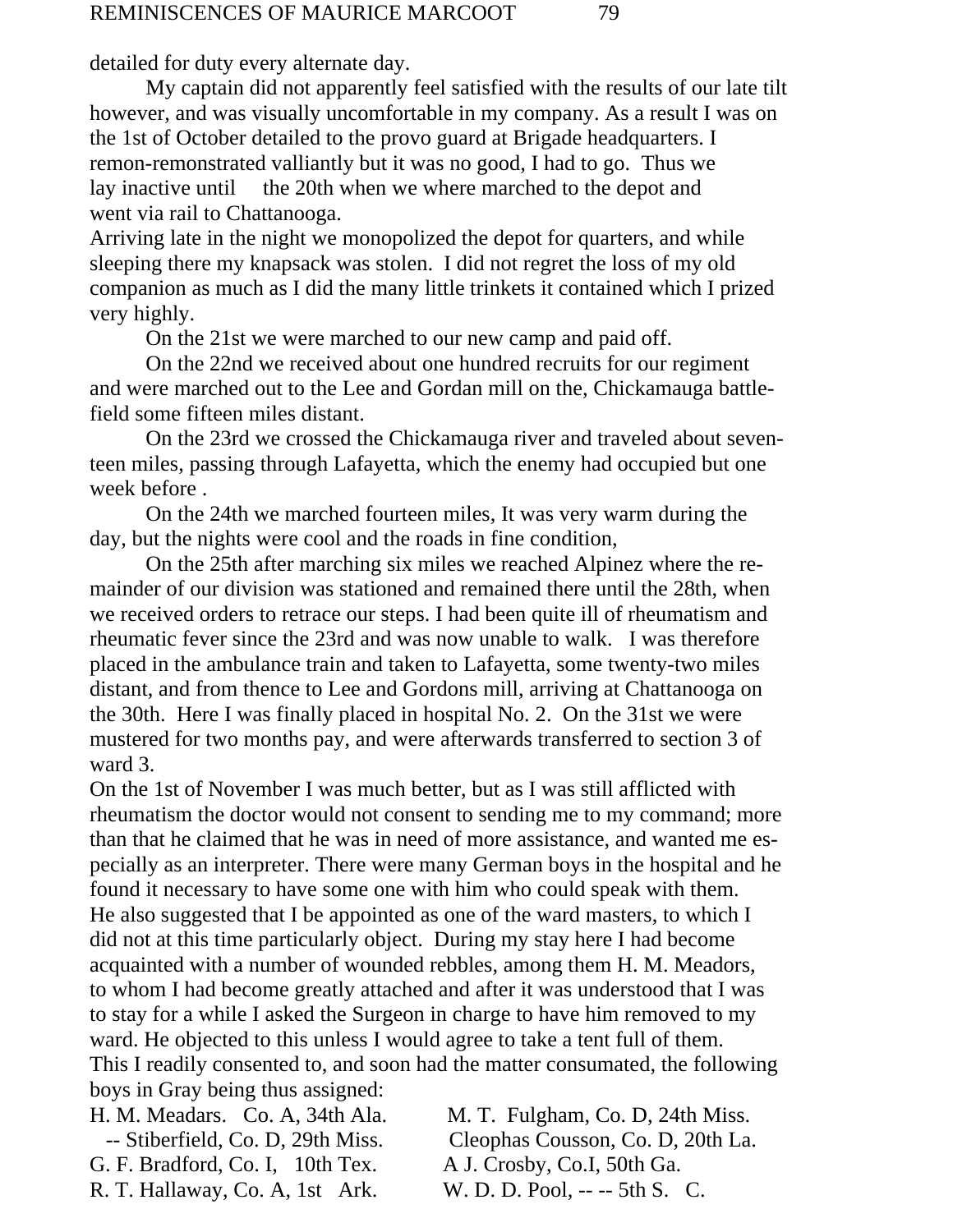detailed for duty every alternate day.

My captain did not apparently feel satisfied with the results of our late tilt however, and was visually uncomfortable in my company. As a result I was on the 1st of October detailed to the provo guard at Brigade headquarters. I remon-remonstrated valliantly but it was no good, I had to go. Thus we lay inactive until the 20th when we where marched to the depot and went via rail to Chattanooga.

Arriving late in the night we monopolized the depot for quarters, and while sleeping there my knapsack was stolen. I did not regret the loss of my old companion as much as I did the many little trinkets it contained which I prized very highly.

On the 21st we were marched to our new camp and paid off.

On the 22nd we received about one hundred recruits for our regiment and were marched out to the Lee and Gordan mill on the, Chickamauga battle-field some fifteen miles distant.

On the 23rd we crossed the Chickamauga river and traveled about seventeen miles, passing through Lafayetta, which the enemy had occupied but one week before .

On the 24th we marched fourteen miles, It was very warm during the day, but the nights were cool and the roads in fine condition,

On the 25th after marching six miles we reached Alpinez where the remainder of our division was stationed and remained there until the 28th, when we received orders to retrace our steps. I had been quite ill of rheumatism and rheumatic fever since the 23rd and was now unable to walk. I was therefore placed in the ambulance train and taken to Lafayetta, some twenty-two miles distant, and from thence to Lee and Gordons mill, arriving at Chattanooga on the 30th. Here I was finally placed in hospital No. 2. On the 31st we were mustered for two months pay, and were afterwards transferred to section 3 of ward 3.

On the 1st of November I was much better, but as I was still afflicted with rheumatism the doctor would not consent to sending me to my command; more than that he claimed that he was in need of more assistance, and wanted me especially as an interpreter. There were many German boys in the hospital and he found it necessary to have some one with him who could speak with them. He also suggested that I be appointed as one of the ward masters, to which I did not at this time particularly object. During my stay here I had become acquainted with a number of wounded rebbles, among them H. M. Meadors, to whom I had become greatly attached and after it was understood that I was to stay for a while I asked the Surgeon in charge to have him removed to my ward. He objected to this unless I would agree to take a tent full of them. This I readily consented to, and soon had the matter consumated, the following boys in Gray being thus assigned:

H. M. Meadars. Co. A, 34th Ala.
-- Stiberfield, Co. D, 29th Miss.
G. F. Bradford, Co. I, 10th Tex.
R. T. Hallaway, Co. A, 1st Ark.
M. T. Fulgham, Co. D, 24th Miss.
Cleophas Cousson, Co. D, 20th La.
A J. Crosby, Co.I, 50th Ga.
W. D. D. Pool, -- -- 5th S. C.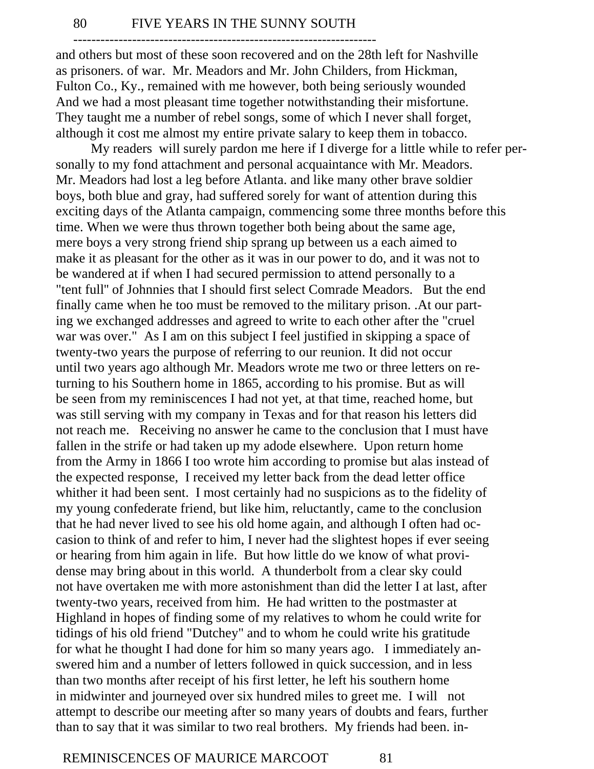and others but most of these soon recovered and on the 28th left for Nashville as prisoners. of war. Mr. Meadors and Mr. John Childers, from Hickman, Fulton Co., Ky., remained with me however, both being seriously wounded And we had a most pleasant time together notwithstanding their misfortune. They taught me a number of rebel songs, some of which I never shall forget, although it cost me almost my entire private salary to keep them in tobacco.

My readers will surely pardon me here if I diverge for a little while to refer personally to my fond attachment and personal acquaintance with Mr. Meadors. Mr. Meadors had lost a leg before Atlanta. and like many other brave soldier boys, both blue and gray, had suffered sorely for want of attention during this exciting days of the Atlanta campaign, commencing some three months before this time. When we were thus thrown together both being about the same age, mere boys a very strong friend ship sprang up between us a each aimed to make it as pleasant for the other as it was in our power to do, and it was not to be wandered at if when I had secured permission to attend personally to a "tent full" of Johnnies that I should first select Comrade Meadors. But the end finally came when he too must be removed to the military prison. .At our parting we exchanged addresses and agreed to write to each other after the "cruel war was over." As I am on this subject I feel justified in skipping a space of twenty-two years the purpose of referring to our reunion. It did not occur until two years ago although Mr. Meadors wrote me two or three letters on returning to his Southern home in 1865, according to his promise. But as will be seen from my reminiscences I had not yet, at that time, reached home, but was still serving with my company in Texas and for that reason his letters did not reach me. Receiving no answer he came to the conclusion that I must have fallen in the strife or had taken up my adode elsewhere. Upon return home from the Army in 1866 I too wrote him according to promise but alas instead of the expected response, I received my letter back from the dead letter office whither it had been sent. I most certainly had no suspicions as to the fidelity of my young confederate friend, but like him, reluctantly, came to the conclusion that he had never lived to see his old home again, and although I often had occasion to think of and refer to him, I never had the slightest hopes if ever seeing or hearing from him again in life. But how little do we know of what providense may bring about in this world. A thunderbolt from a clear sky could not have overtaken me with more astonishment than did the letter I at last, after twenty-two years, received from him. He had written to the postmaster at Highland in hopes of finding some of my relatives to whom he could write for tidings of his old friend "Dutchey" and to whom he could write his gratitude for what he thought I had done for him so many years ago. I immediately answered him and a number of letters followed in quick succession, and in less than two months after receipt of his first letter, he left his southern home in midwinter and journeyed over six hundred miles to greet me. I will not attempt to describe our meeting after so many years of doubts and fears, further than to say that it was similar to two real brothers. My friends had been. in-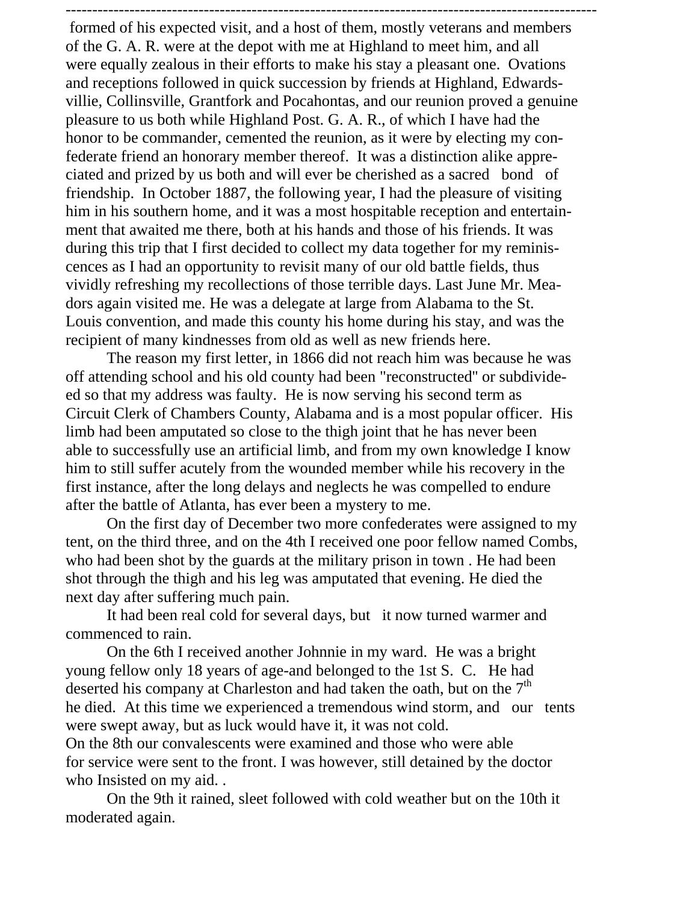formed of his expected visit, and a host of them, mostly veterans and members of the G. A. R. were at the depot with me at Highland to meet him, and all were equally zealous in their efforts to make his stay a pleasant one. Ovations and receptions followed in quick succession by friends at Highland, Edwardsvillie, Collinsville, Grantfork and Pocahontas, and our reunion proved a genuine pleasure to us both while Highland Post. G. A. R., of which I have had the honor to be commander, cemented the reunion, as it were by electing my confederate friend an honorary member thereof. It was a distinction alike appreciated and prized by us both and will ever be cherished as a sacred bond of friendship. In October 1887, the following year, I had the pleasure of visiting him in his southern home, and it was a most hospitable reception and entertainment that awaited me there, both at his hands and those of his friends. It was during this trip that I first decided to collect my data together for my reminiscences as I had an opportunity to revisit many of our old battle fields, thus vividly refreshing my recollections of those terrible days. Last June Mr. Meadors again visited me. He was a delegate at large from Alabama to the St. Louis convention, and made this county his home during his stay, and was the recipient of many kindnesses from old as well as new friends here.

The reason my first letter, in 1866 did not reach him was because he was off attending school and his old county had been "reconstructed" or subdivideed so that my address was faulty. He is now serving his second term as Circuit Clerk of Chambers County, Alabama and is a most popular officer. His limb had been amputated so close to the thigh joint that he has never been able to successfully use an artificial limb, and from my own knowledge I know him to still suffer acutely from the wounded member while his recovery in the first instance, after the long delays and neglects he was compelled to endure after the battle of Atlanta, has ever been a mystery to me.

On the first day of December two more confederates were assigned to my tent, on the third three, and on the 4th I received one poor fellow named Combs, who had been shot by the guards at the military prison in town . He had been shot through the thigh and his leg was amputated that evening. He died the next day after suffering much pain.

It had been real cold for several days, but it now turned warmer and commenced to rain.

On the 6th I received another Johnnie in my ward. He was a bright young fellow only 18 years of age-and belonged to the 1st S. C. He had deserted his company at Charleston and had taken the oath, but on the 7th he died. At this time we experienced a tremendous wind storm, and our tents were swept away, but as luck would have it, it was not cold.

On the 8th our convalescents were examined and those who were able for service were sent to the front. I was however, still detained by the doctor who Insisted on my aid. .

On the 9th it rained, sleet followed with cold weather but on the 10th it moderated again.